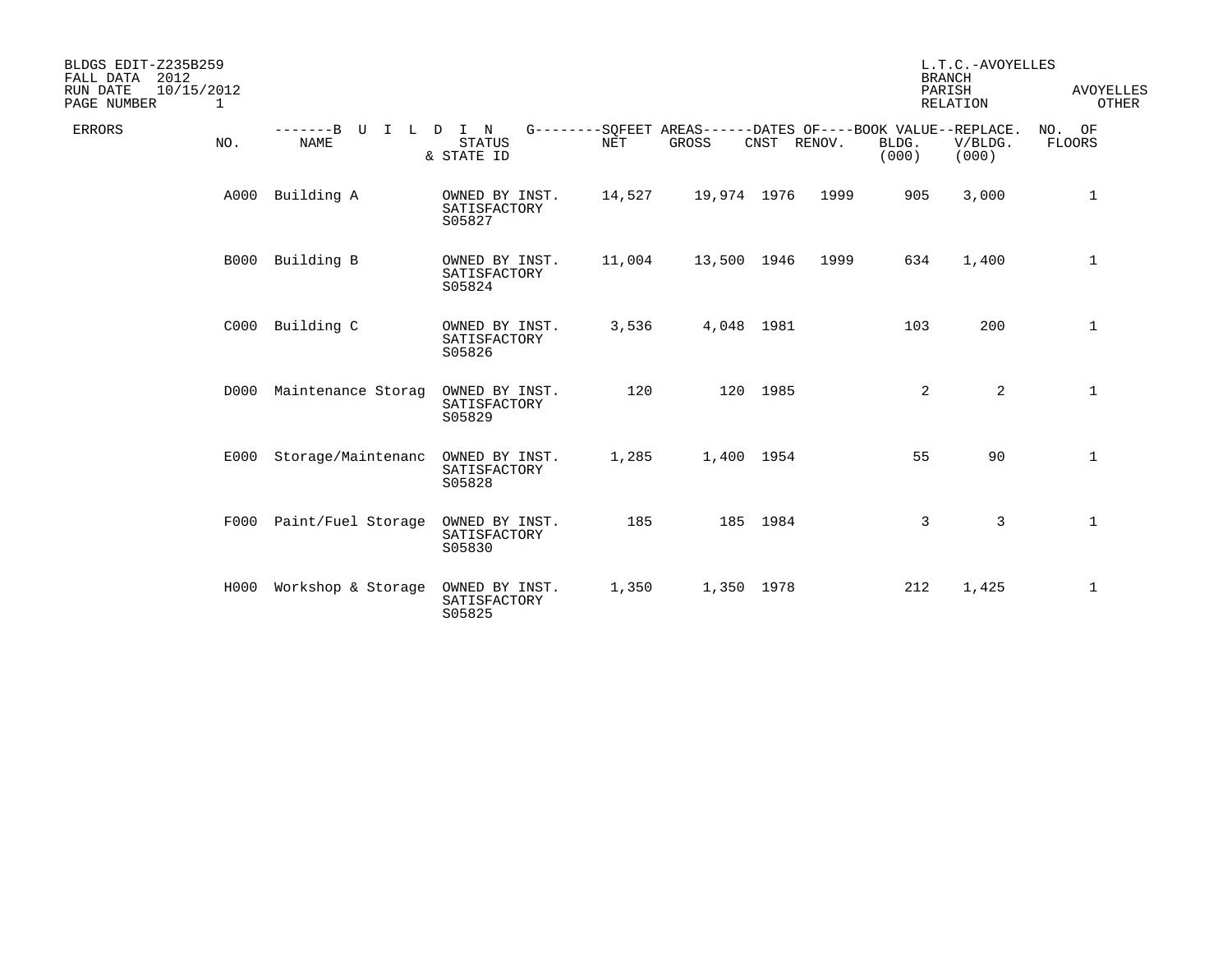BLDGS EDIT-Z235B259
FALL DATA 2012
RUN DATE 10/15/2012
PAGE NUMBER 1

L.T.C.-AVOYELLES
BRANCH
PARISH AVOYELLES
RELATION OTHER

| ERRORS | NO. | BUILDING NAME | STATUS & STATE ID | SQFEET AREAS NET | SQFEET AREAS GROSS | DATES OF CNST | DATES OF RENOV. | BOOK VALUE BLDG. (000) | REPLACE. V/BLDG. (000) | NO. OF FLOORS |
|---|---|---|---|---|---|---|---|---|---|---|
| | A000 | Building A | OWNED BY INST. SATISFACTORY S05827 | 14,527 | 19,974 | 1976 | 1999 | 905 | 3,000 | 1 |
| | B000 | Building B | OWNED BY INST. SATISFACTORY S05824 | 11,004 | 13,500 | 1946 | 1999 | 634 | 1,400 | 1 |
| | C000 | Building C | OWNED BY INST. SATISFACTORY S05826 | 3,536 | 4,048 | 1981 | | 103 | 200 | 1 |
| | D000 | Maintenance Storag | OWNED BY INST. SATISFACTORY S05829 | 120 | 120 | 1985 | | 2 | 2 | 1 |
| | E000 | Storage/Maintenanc | OWNED BY INST. SATISFACTORY S05828 | 1,285 | 1,400 | 1954 | | 55 | 90 | 1 |
| | F000 | Paint/Fuel Storage | OWNED BY INST. SATISFACTORY S05830 | 185 | 185 | 1984 | | 3 | 3 | 1 |
| | H000 | Workshop & Storage | OWNED BY INST. SATISFACTORY S05825 | 1,350 | 1,350 | 1978 | | 212 | 1,425 | 1 |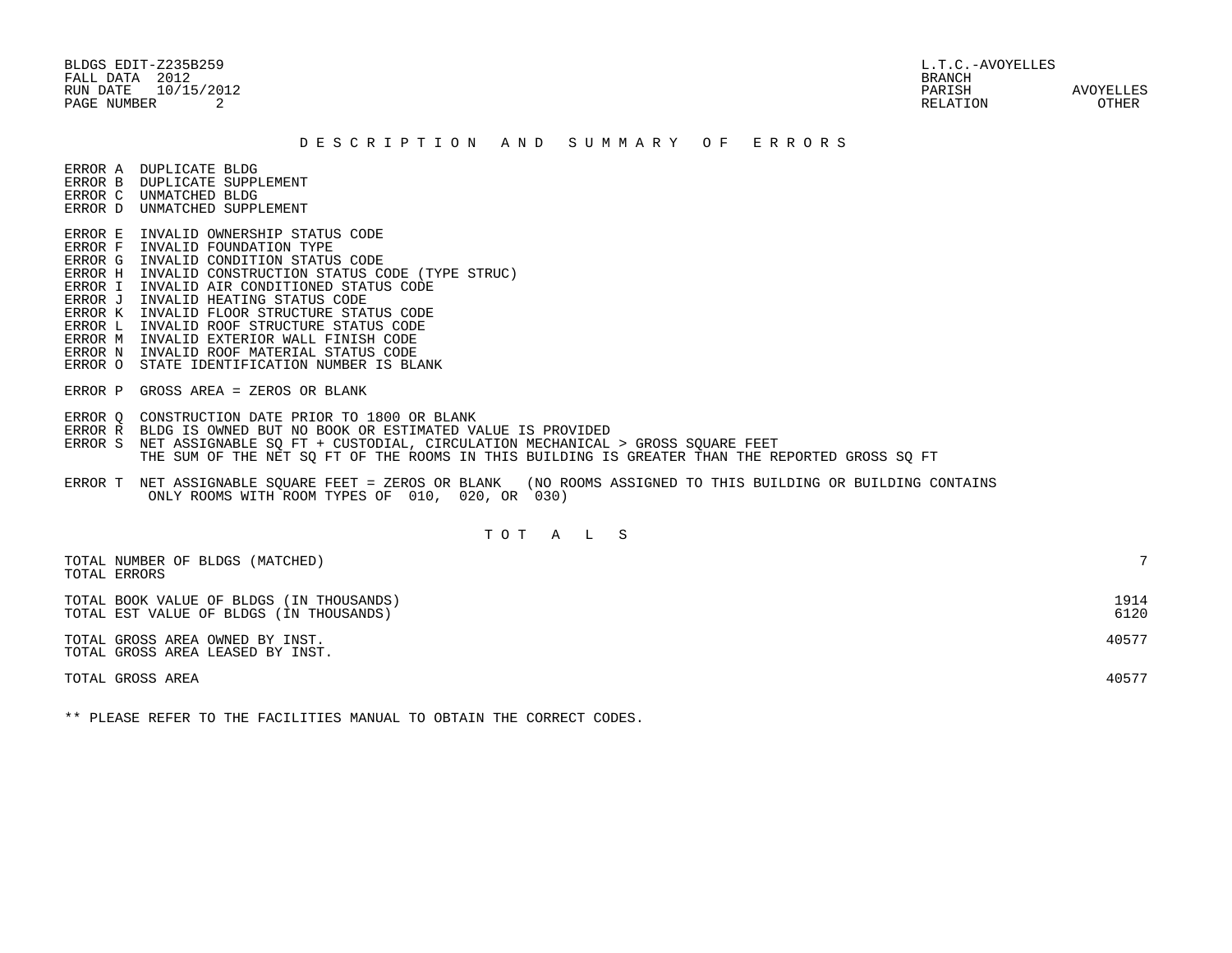BLDGS EDIT-Z235B259
FALL DATA 2012
RUN DATE 10/15/2012
PAGE NUMBER 2

L.T.C.-AVOYELLES
BRANCH
PARISH AVOYELLES
RELATION OTHER

## D E S C R I P T I O N   A N D   S U M M A R Y   O F   E R R O R S

ERROR A DUPLICATE BLDG
ERROR B DUPLICATE SUPPLEMENT
ERROR C UNMATCHED BLDG
ERROR D UNMATCHED SUPPLEMENT

ERROR E INVALID OWNERSHIP STATUS CODE
ERROR F INVALID FOUNDATION TYPE
ERROR G INVALID CONDITION STATUS CODE
ERROR H INVALID CONSTRUCTION STATUS CODE (TYPE STRUC)
ERROR I INVALID AIR CONDITIONED STATUS CODE
ERROR J INVALID HEATING STATUS CODE
ERROR K INVALID FLOOR STRUCTURE STATUS CODE
ERROR L INVALID ROOF STRUCTURE STATUS CODE
ERROR M INVALID EXTERIOR WALL FINISH CODE
ERROR N INVALID ROOF MATERIAL STATUS CODE
ERROR O STATE IDENTIFICATION NUMBER IS BLANK

ERROR P GROSS AREA = ZEROS OR BLANK

ERROR Q CONSTRUCTION DATE PRIOR TO 1800 OR BLANK
ERROR R BLDG IS OWNED BUT NO BOOK OR ESTIMATED VALUE IS PROVIDED
ERROR S NET ASSIGNABLE SQ FT + CUSTODIAL, CIRCULATION MECHANICAL > GROSS SQUARE FEET
THE SUM OF THE NET SQ FT OF THE ROOMS IN THIS BUILDING IS GREATER THAN THE REPORTED GROSS SQ FT

ERROR T NET ASSIGNABLE SQUARE FEET = ZEROS OR BLANK (NO ROOMS ASSIGNED TO THIS BUILDING OR BUILDING CONTAINS ONLY ROOMS WITH ROOM TYPES OF 010, 020, OR 030)

## T O T A L S

| | |
|---|---|
| TOTAL NUMBER OF BLDGS (MATCHED) | 7 |
| TOTAL ERRORS | |
| TOTAL BOOK VALUE OF BLDGS (IN THOUSANDS) | 1914 |
| TOTAL EST VALUE OF BLDGS (IN THOUSANDS) | 6120 |
| TOTAL GROSS AREA OWNED BY INST. | 40577 |
| TOTAL GROSS AREA LEASED BY INST. | |
| TOTAL GROSS AREA | 40577 |

** PLEASE REFER TO THE FACILITIES MANUAL TO OBTAIN THE CORRECT CODES.